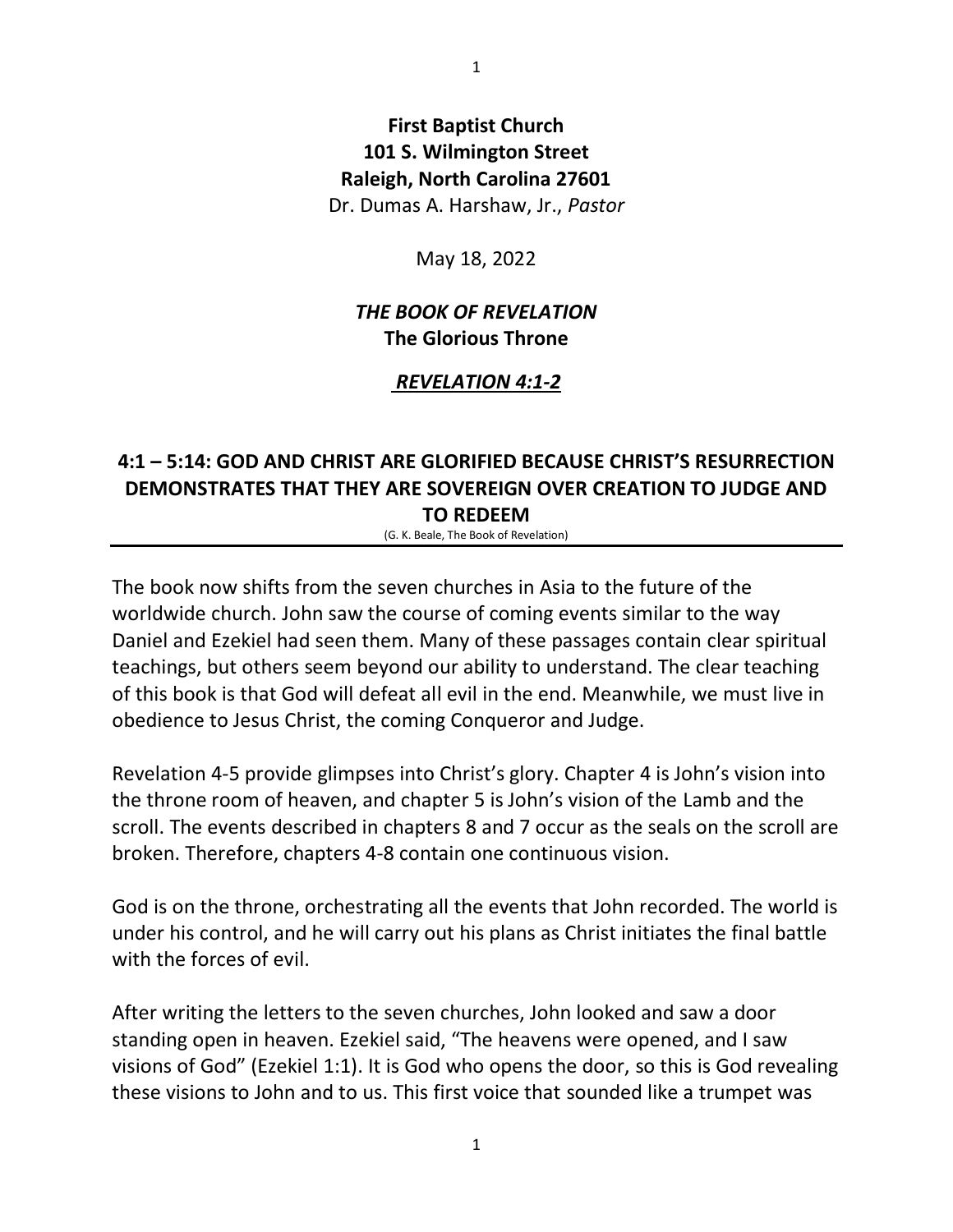**First Baptist Church**
**101 S. Wilmington Street**
**Raleigh, North Carolina 27601**
Dr. Dumas A. Harshaw, Jr., *Pastor*

May 18, 2022

# *THE BOOK OF REVELATION*
## The Glorious Throne

***REVELATION 4:1-2***

### 4:1 – 5:14: GOD AND CHRIST ARE GLORIFIED BECAUSE CHRIST'S RESURRECTION DEMONSTRATES THAT THEY ARE SOVEREIGN OVER CREATION TO JUDGE AND TO REDEEM

(G. K. Beale, The Book of Revelation)

---

The book now shifts from the seven churches in Asia to the future of the worldwide church. John saw the course of coming events similar to the way Daniel and Ezekiel had seen them. Many of these passages contain clear spiritual teachings, but others seem beyond our ability to understand. The clear teaching of this book is that God will defeat all evil in the end. Meanwhile, we must live in obedience to Jesus Christ, the coming Conqueror and Judge.

Revelation 4-5 provide glimpses into Christ's glory. Chapter 4 is John's vision into the throne room of heaven, and chapter 5 is John's vision of the Lamb and the scroll. The events described in chapters 8 and 7 occur as the seals on the scroll are broken. Therefore, chapters 4-8 contain one continuous vision.

God is on the throne, orchestrating all the events that John recorded. The world is under his control, and he will carry out his plans as Christ initiates the final battle with the forces of evil.

After writing the letters to the seven churches, John looked and saw a door standing open in heaven. Ezekiel said, "The heavens were opened, and I saw visions of God" (Ezekiel 1:1). It is God who opens the door, so this is God revealing these visions to John and to us. This first voice that sounded like a trumpet was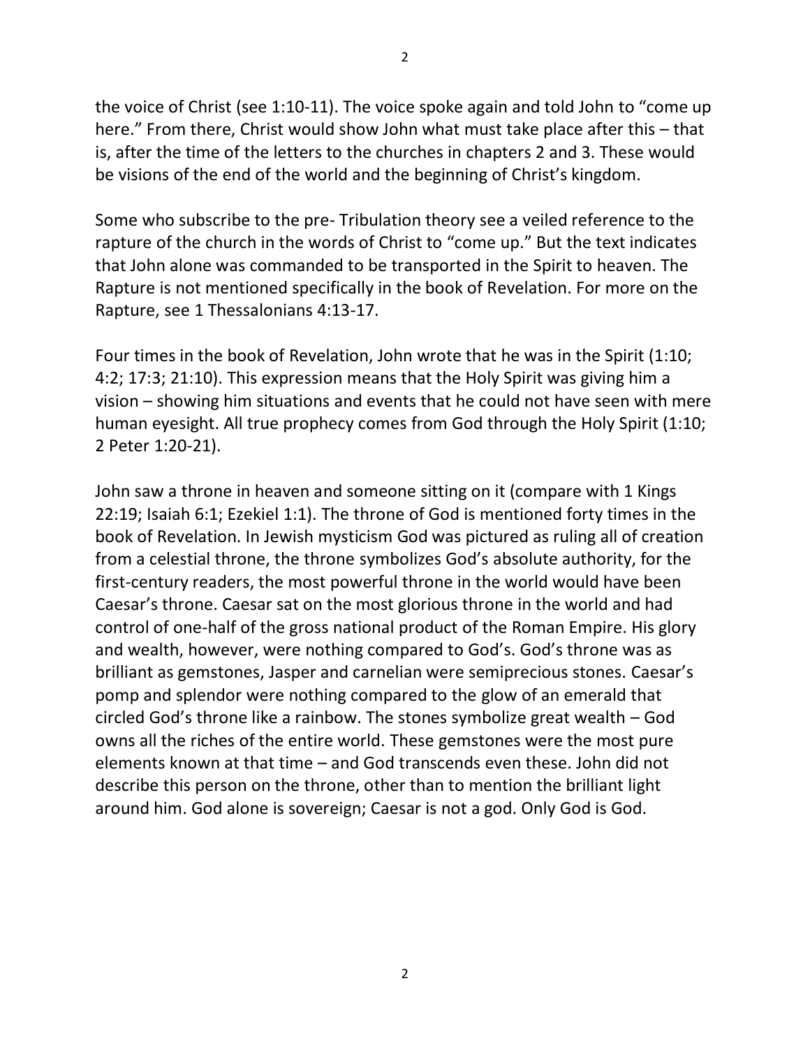the voice of Christ (see 1:10-11). The voice spoke again and told John to "come up here." From there, Christ would show John what must take place after this – that is, after the time of the letters to the churches in chapters 2 and 3. These would be visions of the end of the world and the beginning of Christ's kingdom.

Some who subscribe to the pre- Tribulation theory see a veiled reference to the rapture of the church in the words of Christ to "come up." But the text indicates that John alone was commanded to be transported in the Spirit to heaven. The Rapture is not mentioned specifically in the book of Revelation. For more on the Rapture, see 1 Thessalonians 4:13-17.

Four times in the book of Revelation, John wrote that he was in the Spirit (1:10; 4:2; 17:3; 21:10). This expression means that the Holy Spirit was giving him a vision – showing him situations and events that he could not have seen with mere human eyesight. All true prophecy comes from God through the Holy Spirit (1:10; 2 Peter 1:20-21).

John saw a throne in heaven and someone sitting on it (compare with 1 Kings 22:19; Isaiah 6:1; Ezekiel 1:1). The throne of God is mentioned forty times in the book of Revelation. In Jewish mysticism God was pictured as ruling all of creation from a celestial throne, the throne symbolizes God's absolute authority, for the first-century readers, the most powerful throne in the world would have been Caesar's throne. Caesar sat on the most glorious throne in the world and had control of one-half of the gross national product of the Roman Empire. His glory and wealth, however, were nothing compared to God's. God's throne was as brilliant as gemstones, Jasper and carnelian were semiprecious stones. Caesar's pomp and splendor were nothing compared to the glow of an emerald that circled God's throne like a rainbow. The stones symbolize great wealth – God owns all the riches of the entire world. These gemstones were the most pure elements known at that time – and God transcends even these. John did not describe this person on the throne, other than to mention the brilliant light around him. God alone is sovereign; Caesar is not a god. Only God is God.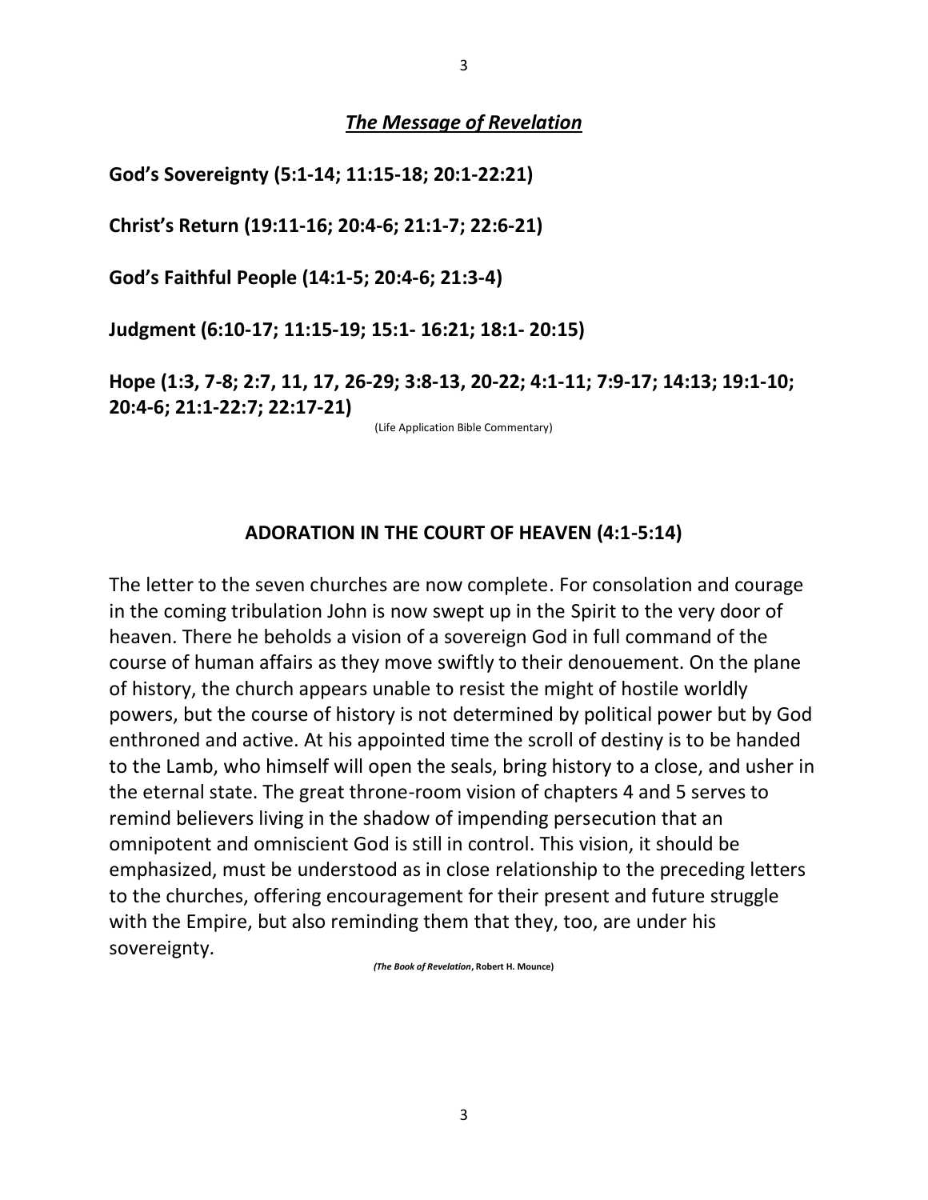## ***The Message of Revelation***

**God's Sovereignty (5:1-14; 11:15-18; 20:1-22:21)**

**Christ's Return (19:11-16; 20:4-6; 21:1-7; 22:6-21)**

**God's Faithful People (14:1-5; 20:4-6; 21:3-4)**

**Judgment (6:10-17; 11:15-19; 15:1- 16:21; 18:1- 20:15)**

**Hope (1:3, 7-8; 2:7, 11, 17, 26-29; 3:8-13, 20-22; 4:1-11; 7:9-17; 14:13; 19:1-10; 20:4-6; 21:1-22:7; 22:17-21)**

(Life Application Bible Commentary)

## **ADORATION IN THE COURT OF HEAVEN (4:1-5:14)**

The letter to the seven churches are now complete. For consolation and courage in the coming tribulation John is now swept up in the Spirit to the very door of heaven. There he beholds a vision of a sovereign God in full command of the course of human affairs as they move swiftly to their denouement. On the plane of history, the church appears unable to resist the might of hostile worldly powers, but the course of history is not determined by political power but by God enthroned and active. At his appointed time the scroll of destiny is to be handed to the Lamb, who himself will open the seals, bring history to a close, and usher in the eternal state. The great throne-room vision of chapters 4 and 5 serves to remind believers living in the shadow of impending persecution that an omnipotent and omniscient God is still in control. This vision, it should be emphasized, must be understood as in close relationship to the preceding letters to the churches, offering encouragement for their present and future struggle with the Empire, but also reminding them that they, too, are under his sovereignty.

***(The Book of Revelation*, Robert H. Mounce)**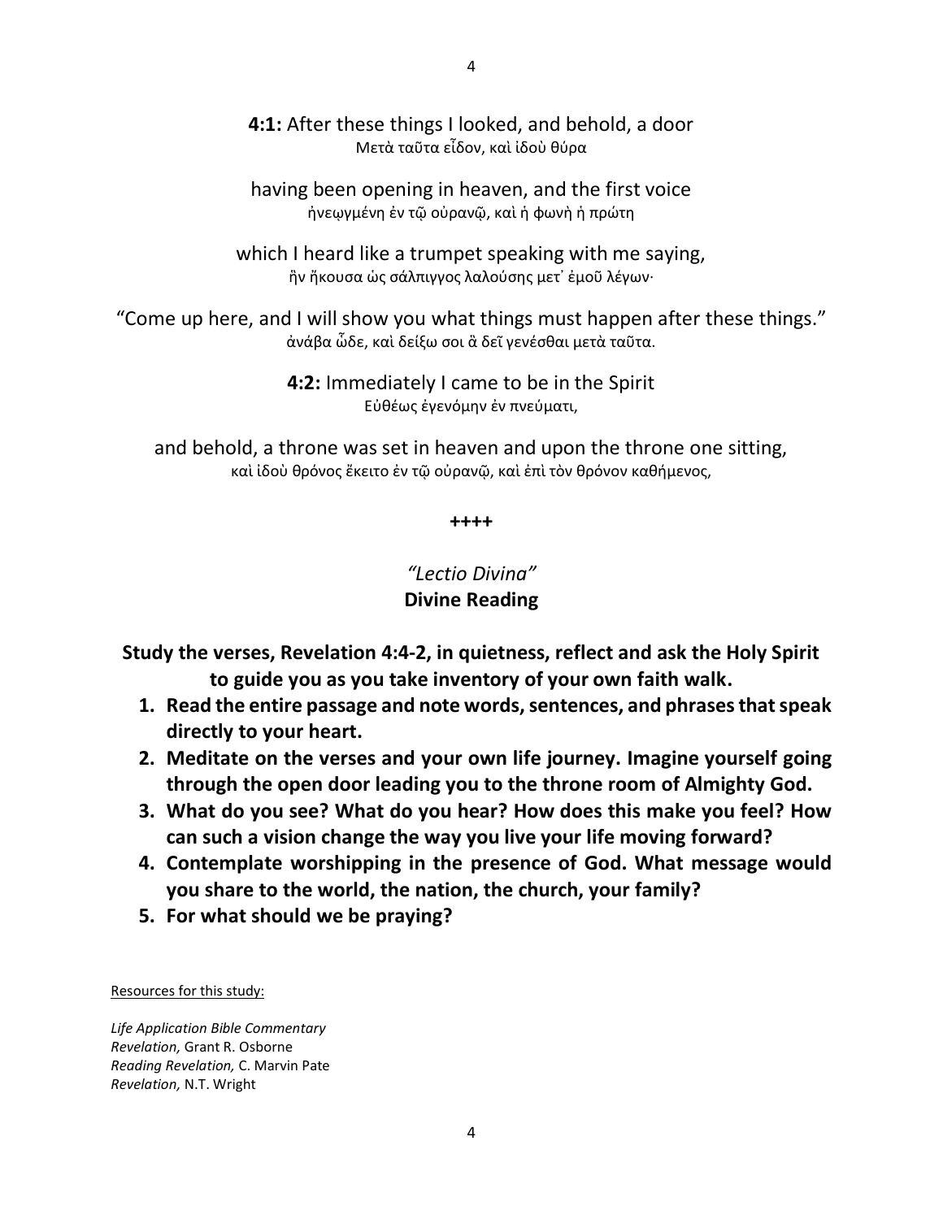**4:1:** After these things I looked, and behold, a door
Μετὰ ταῦτα εἶδον, καὶ ἰδοὺ θύρα

having been opening in heaven, and the first voice
ἠνεῳγμένη ἐν τῷ οὐρανῷ, καὶ ἡ φωνὴ ἡ πρώτη

which I heard like a trumpet speaking with me saying,
ἣν ἤκουσα ὡς σάλπιγγος λαλούσης μετ᾽ ἐμοῦ λέγων·

“Come up here, and I will show you what things must happen after these things.”
ἀνάβα ὧδε, καὶ δείξω σοι ἃ δεῖ γενέσθαι μετὰ ταῦτα.

**4:2:** Immediately I came to be in the Spirit
Εὐθέως ἐγενόμην ἐν πνεύματι,

and behold, a throne was set in heaven and upon the throne one sitting,
καὶ ἰδοὺ θρόνος ἔκειτο ἐν τῷ οὐρανῷ, καὶ ἐπὶ τὸν θρόνον καθήμενος,

**++++**

*“Lectio Divina”*
**Divine Reading**

**Study the verses, Revelation 4:4-2, in quietness, reflect and ask the Holy Spirit to guide you as you take inventory of your own faith walk.**

1. **Read the entire passage and note words, sentences, and phrases that speak directly to your heart.**
2. **Meditate on the verses and your own life journey. Imagine yourself going through the open door leading you to the throne room of Almighty God.**
3. **What do you see? What do you hear? How does this make you feel? How can such a vision change the way you live your life moving forward?**
4. **Contemplate worshipping in the presence of God. What message would you share to the world, the nation, the church, your family?**
5. **For what should we be praying?**

Resources for this study:

*Life Application Bible Commentary*
*Revelation,* Grant R. Osborne
*Reading Revelation,* C. Marvin Pate
*Revelation,* N.T. Wright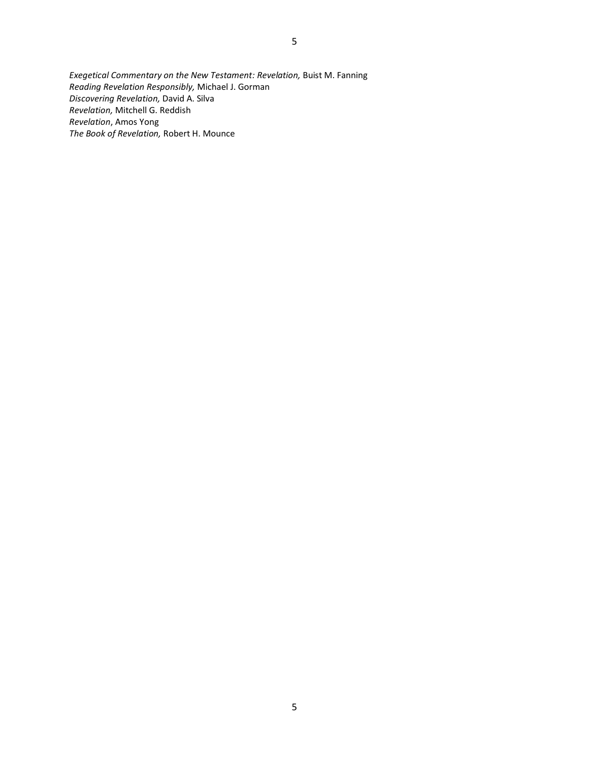*Exegetical Commentary on the New Testament: Revelation,* Buist M. Fanning
*Reading Revelation Responsibly,* Michael J. Gorman
*Discovering Revelation,* David A. Silva
*Revelation,* Mitchell G. Reddish
*Revelation*, Amos Yong
*The Book of Revelation,* Robert H. Mounce